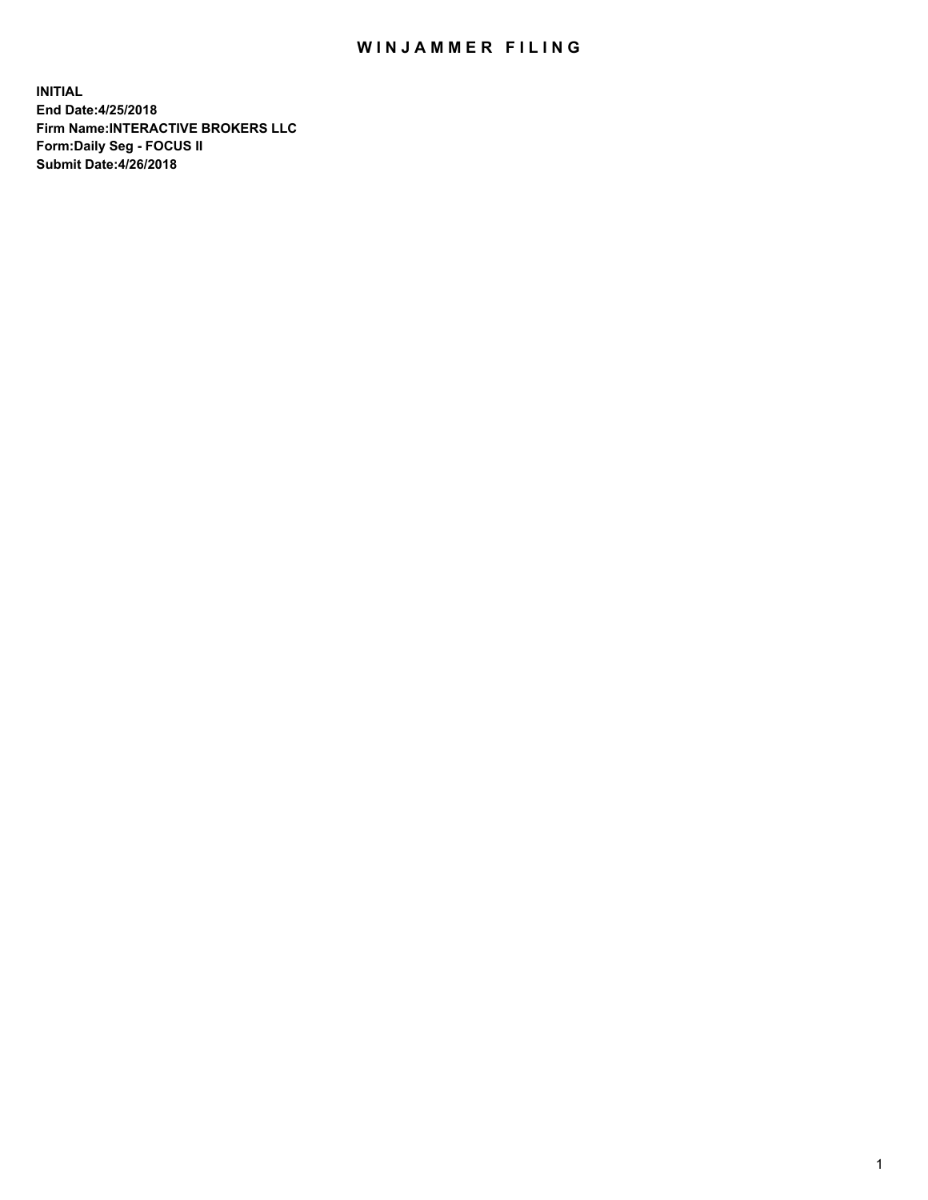# WINJAMMER FILING

**INITIAL**
**End Date:4/25/2018**
**Firm Name:INTERACTIVE BROKERS LLC**
**Form:Daily Seg - FOCUS II**
**Submit Date:4/26/2018**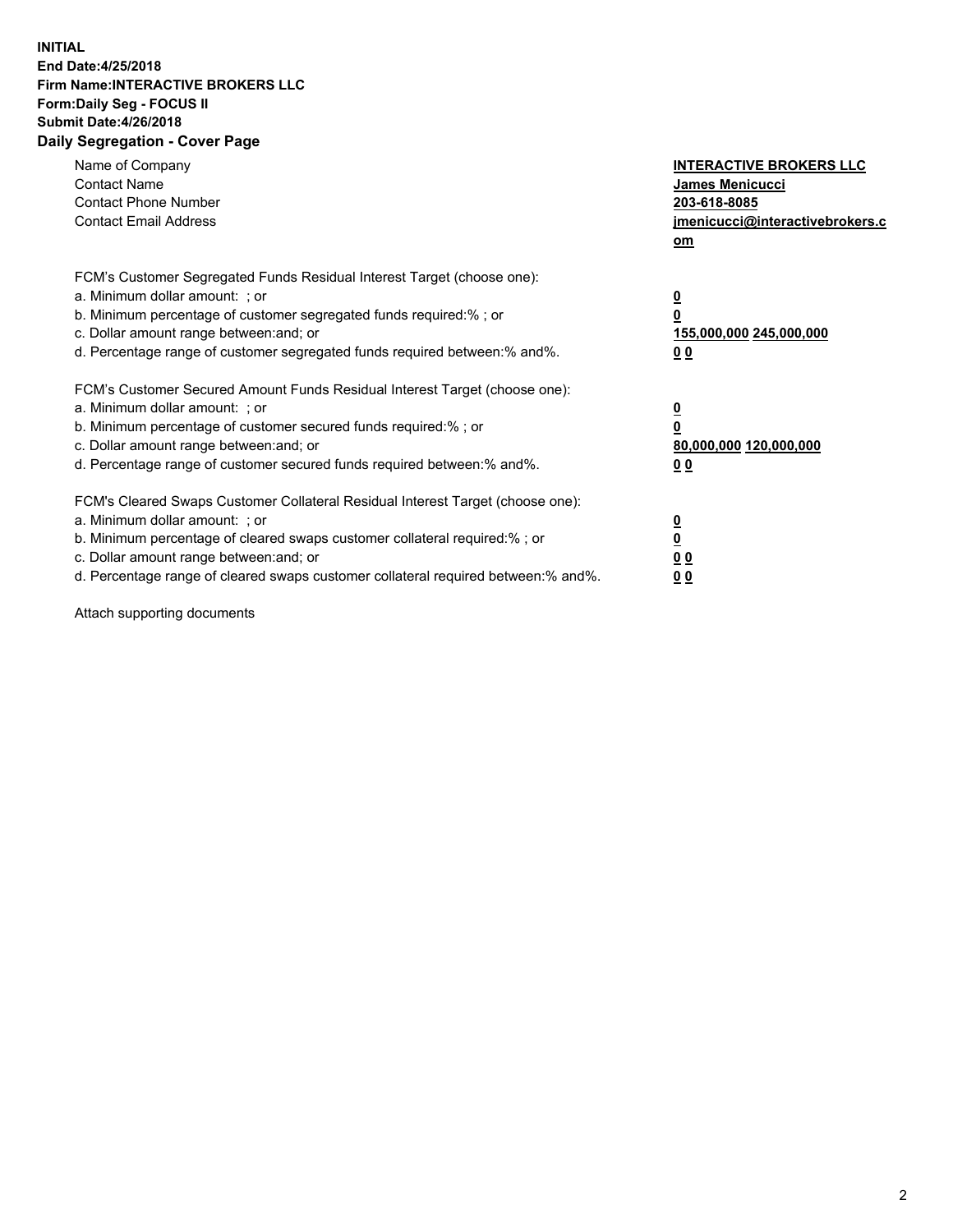**INITIAL**
**End Date:4/25/2018**
**Firm Name:INTERACTIVE BROKERS LLC**
**Form:Daily Seg - FOCUS II**
**Submit Date:4/26/2018**
**Daily Segregation - Cover Page**

| | |
|---|---|
| Name of Company | **INTERACTIVE BROKERS LLC** |
| Contact Name | **James Menicucci** |
| Contact Phone Number | **203-618-8085** |
| Contact Email Address | **jmenicucci@interactivebrokers.com** |

FCM's Customer Segregated Funds Residual Interest Target (choose one):

| | |
|---|---|
| a. Minimum dollar amount: ; or | **0** |
| b. Minimum percentage of customer segregated funds required:% ; or | **0** |
| c. Dollar amount range between:and; or | **155,000,000 245,000,000** |
| d. Percentage range of customer segregated funds required between:% and%. | **0 0** |

FCM's Customer Secured Amount Funds Residual Interest Target (choose one):

| | |
|---|---|
| a. Minimum dollar amount: ; or | **0** |
| b. Minimum percentage of customer secured funds required:% ; or | **0** |
| c. Dollar amount range between:and; or | **80,000,000 120,000,000** |
| d. Percentage range of customer secured funds required between:% and%. | **0 0** |

FCM's Cleared Swaps Customer Collateral Residual Interest Target (choose one):

| | |
|---|---|
| a. Minimum dollar amount: ; or | **0** |
| b. Minimum percentage of cleared swaps customer collateral required:% ; or | **0** |
| c. Dollar amount range between:and; or | **0 0** |
| d. Percentage range of cleared swaps customer collateral required between:% and%. | **0 0** |

Attach supporting documents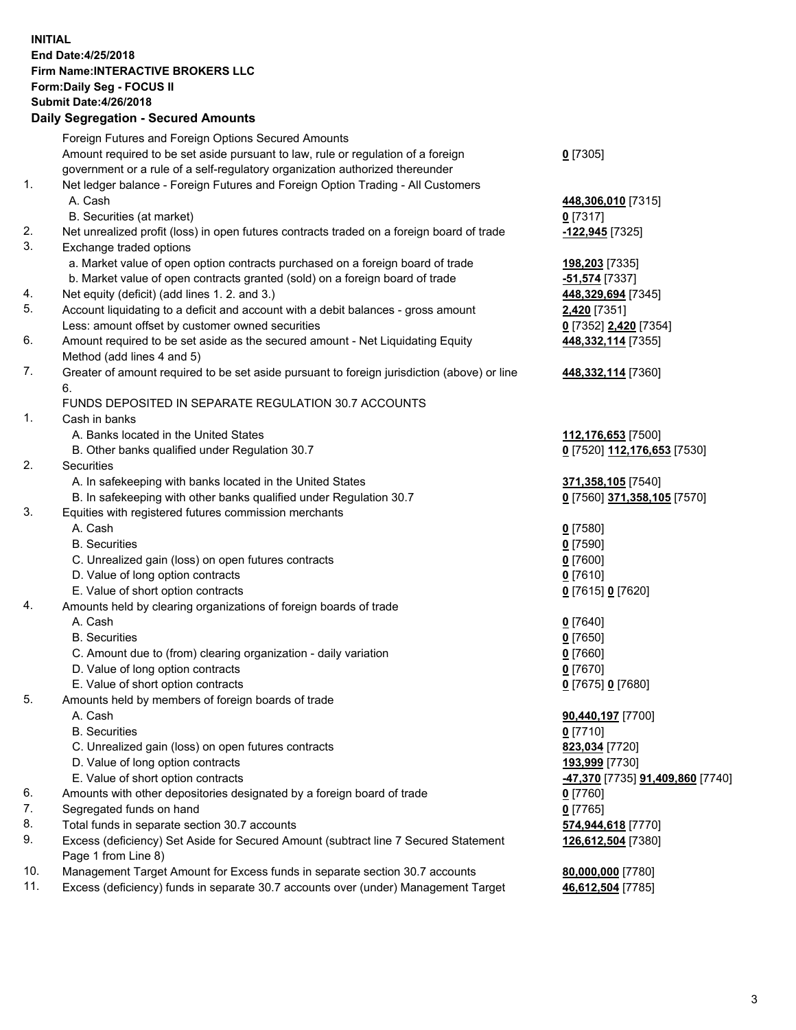**INITIAL**
**End Date:4/25/2018**
**Firm Name:INTERACTIVE BROKERS LLC**
**Form:Daily Seg - FOCUS II**
**Submit Date:4/26/2018**

## Daily Segregation - Secured Amounts

| | | |
|---|---|---|
| | Foreign Futures and Foreign Options Secured Amounts | |
| | Amount required to be set aside pursuant to law, rule or regulation of a foreign government or a rule of a self-regulatory organization authorized thereunder | **0** [7305] |
| 1. | Net ledger balance - Foreign Futures and Foreign Option Trading - All Customers | |
| | A. Cash | **448,306,010** [7315] |
| | B. Securities (at market) | **0** [7317] |
| 2. | Net unrealized profit (loss) in open futures contracts traded on a foreign board of trade | **-122,945** [7325] |
| 3. | Exchange traded options | |
| | a. Market value of open option contracts purchased on a foreign board of trade | **198,203** [7335] |
| | b. Market value of open contracts granted (sold) on a foreign board of trade | **-51,574** [7337] |
| 4. | Net equity (deficit) (add lines 1. 2. and 3.) | **448,329,694** [7345] |
| 5. | Account liquidating to a deficit and account with a debit balances - gross amount | **2,420** [7351] |
| | Less: amount offset by customer owned securities | **0** [7352] **2,420** [7354] |
| 6. | Amount required to be set aside as the secured amount - Net Liquidating Equity Method (add lines 4 and 5) | **448,332,114** [7355] |
| 7. | Greater of amount required to be set aside pursuant to foreign jurisdiction (above) or line 6. | **448,332,114** [7360] |
| | FUNDS DEPOSITED IN SEPARATE REGULATION 30.7 ACCOUNTS | |
| 1. | Cash in banks | |
| | A. Banks located in the United States | **112,176,653** [7500] |
| | B. Other banks qualified under Regulation 30.7 | **0** [7520] **112,176,653** [7530] |
| 2. | Securities | |
| | A. In safekeeping with banks located in the United States | **371,358,105** [7540] |
| | B. In safekeeping with other banks qualified under Regulation 30.7 | **0** [7560] **371,358,105** [7570] |
| 3. | Equities with registered futures commission merchants | |
| | A. Cash | **0** [7580] |
| | B. Securities | **0** [7590] |
| | C. Unrealized gain (loss) on open futures contracts | **0** [7600] |
| | D. Value of long option contracts | **0** [7610] |
| | E. Value of short option contracts | **0** [7615] **0** [7620] |
| 4. | Amounts held by clearing organizations of foreign boards of trade | |
| | A. Cash | **0** [7640] |
| | B. Securities | **0** [7650] |
| | C. Amount due to (from) clearing organization - daily variation | **0** [7660] |
| | D. Value of long option contracts | **0** [7670] |
| | E. Value of short option contracts | **0** [7675] **0** [7680] |
| 5. | Amounts held by members of foreign boards of trade | |
| | A. Cash | **90,440,197** [7700] |
| | B. Securities | **0** [7710] |
| | C. Unrealized gain (loss) on open futures contracts | **823,034** [7720] |
| | D. Value of long option contracts | **193,999** [7730] |
| | E. Value of short option contracts | **-47,370** [7735] **91,409,860** [7740] |
| 6. | Amounts with other depositories designated by a foreign board of trade | **0** [7760] |
| 7. | Segregated funds on hand | **0** [7765] |
| 8. | Total funds in separate section 30.7 accounts | **574,944,618** [7770] |
| 9. | Excess (deficiency) Set Aside for Secured Amount (subtract line 7 Secured Statement Page 1 from Line 8) | **126,612,504** [7380] |
| 10. | Management Target Amount for Excess funds in separate section 30.7 accounts | **80,000,000** [7780] |
| 11. | Excess (deficiency) funds in separate 30.7 accounts over (under) Management Target | **46,612,504** [7785] |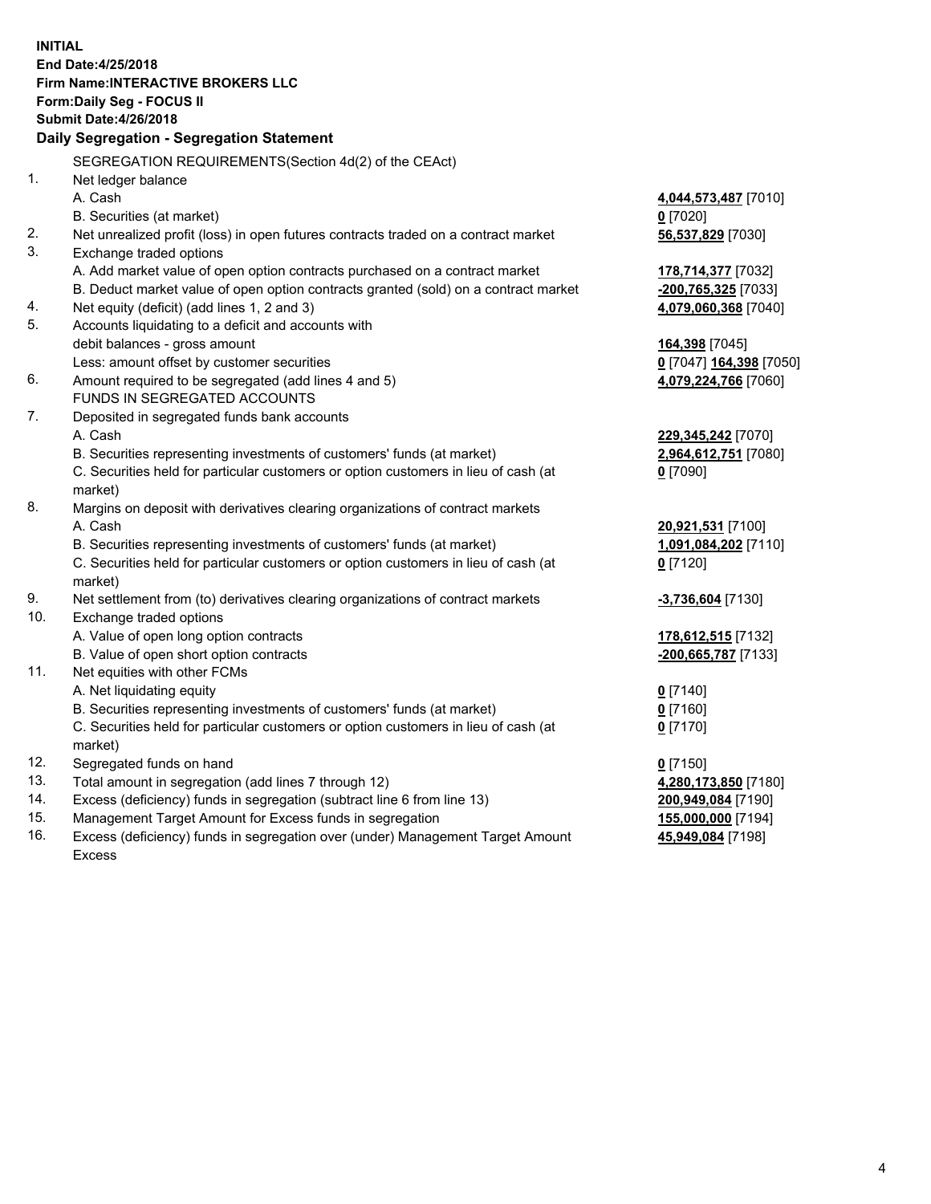**INITIAL**
**End Date:4/25/2018**
**Firm Name:INTERACTIVE BROKERS LLC**
**Form:Daily Seg - FOCUS II**
**Submit Date:4/26/2018**
**Daily Segregation - Segregation Statement**

| | | |
|---|---|---|
| | SEGREGATION REQUIREMENTS(Section 4d(2) of the CEAct) | |
| 1. | Net ledger balance | |
| | A. Cash | **4,044,573,487** [7010] |
| | B. Securities (at market) | **0** [7020] |
| 2. | Net unrealized profit (loss) in open futures contracts traded on a contract market | **56,537,829** [7030] |
| 3. | Exchange traded options | |
| | A. Add market value of open option contracts purchased on a contract market | **178,714,377** [7032] |
| | B. Deduct market value of open option contracts granted (sold) on a contract market | **-200,765,325** [7033] |
| 4. | Net equity (deficit) (add lines 1, 2 and 3) | **4,079,060,368** [7040] |
| 5. | Accounts liquidating to a deficit and accounts with | |
| | debit balances - gross amount | **164,398** [7045] |
| | Less: amount offset by customer securities | **0** [7047] **164,398** [7050] |
| 6. | Amount required to be segregated (add lines 4 and 5) | **4,079,224,766** [7060] |
| | FUNDS IN SEGREGATED ACCOUNTS | |
| 7. | Deposited in segregated funds bank accounts | |
| | A. Cash | **229,345,242** [7070] |
| | B. Securities representing investments of customers' funds (at market) | **2,964,612,751** [7080] |
| | C. Securities held for particular customers or option customers in lieu of cash (at market) | **0** [7090] |
| 8. | Margins on deposit with derivatives clearing organizations of contract markets | |
| | A. Cash | **20,921,531** [7100] |
| | B. Securities representing investments of customers' funds (at market) | **1,091,084,202** [7110] |
| | C. Securities held for particular customers or option customers in lieu of cash (at market) | **0** [7120] |
| 9. | Net settlement from (to) derivatives clearing organizations of contract markets | **-3,736,604** [7130] |
| 10. | Exchange traded options | |
| | A. Value of open long option contracts | **178,612,515** [7132] |
| | B. Value of open short option contracts | **-200,665,787** [7133] |
| 11. | Net equities with other FCMs | |
| | A. Net liquidating equity | **0** [7140] |
| | B. Securities representing investments of customers' funds (at market) | **0** [7160] |
| | C. Securities held for particular customers or option customers in lieu of cash (at market) | **0** [7170] |
| 12. | Segregated funds on hand | **0** [7150] |
| 13. | Total amount in segregation (add lines 7 through 12) | **4,280,173,850** [7180] |
| 14. | Excess (deficiency) funds in segregation (subtract line 6 from line 13) | **200,949,084** [7190] |
| 15. | Management Target Amount for Excess funds in segregation | **155,000,000** [7194] |
| 16. | Excess (deficiency) funds in segregation over (under) Management Target Amount Excess | **45,949,084** [7198] |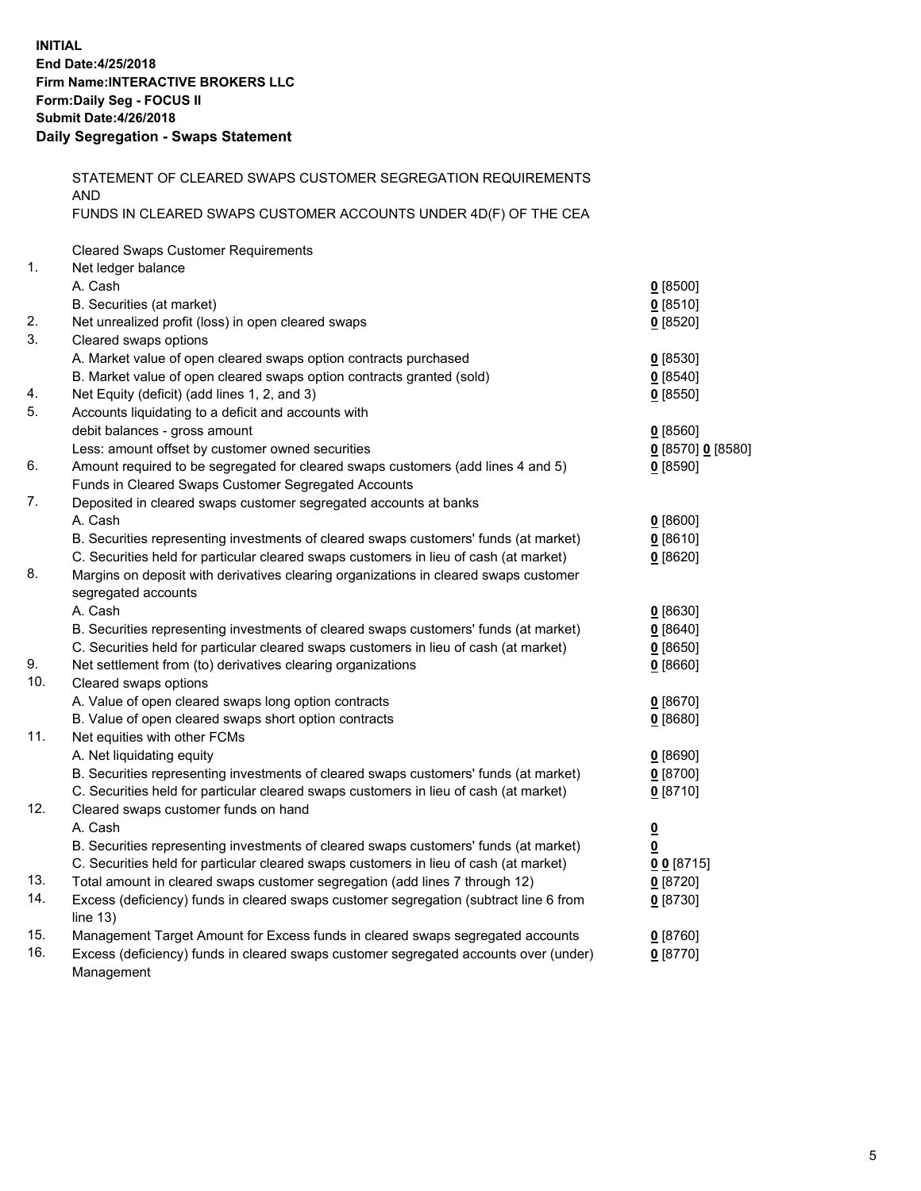**INITIAL**
**End Date:4/25/2018**
**Firm Name:INTERACTIVE BROKERS LLC**
**Form:Daily Seg - FOCUS II**
**Submit Date:4/26/2018**
**Daily Segregation - Swaps Statement**

STATEMENT OF CLEARED SWAPS CUSTOMER SEGREGATION REQUIREMENTS AND FUNDS IN CLEARED SWAPS CUSTOMER ACCOUNTS UNDER 4D(F) OF THE CEA

| | | |
|---|---|---|
| | Cleared Swaps Customer Requirements | |
| 1. | Net ledger balance | |
| | A. Cash | 0 [8500] |
| | B. Securities (at market) | 0 [8510] |
| 2. | Net unrealized profit (loss) in open cleared swaps | 0 [8520] |
| 3. | Cleared swaps options | |
| | A. Market value of open cleared swaps option contracts purchased | 0 [8530] |
| | B. Market value of open cleared swaps option contracts granted (sold) | 0 [8540] |
| 4. | Net Equity (deficit) (add lines 1, 2, and 3) | 0 [8550] |
| 5. | Accounts liquidating to a deficit and accounts with debit balances - gross amount | 0 [8560] |
| | Less: amount offset by customer owned securities | 0 [8570] 0 [8580] |
| 6. | Amount required to be segregated for cleared swaps customers (add lines 4 and 5) | 0 [8590] |
| | Funds in Cleared Swaps Customer Segregated Accounts | |
| 7. | Deposited in cleared swaps customer segregated accounts at banks | |
| | A. Cash | 0 [8600] |
| | B. Securities representing investments of cleared swaps customers' funds (at market) | 0 [8610] |
| | C. Securities held for particular cleared swaps customers in lieu of cash (at market) | 0 [8620] |
| 8. | Margins on deposit with derivatives clearing organizations in cleared swaps customer segregated accounts | |
| | A. Cash | 0 [8630] |
| | B. Securities representing investments of cleared swaps customers' funds (at market) | 0 [8640] |
| | C. Securities held for particular cleared swaps customers in lieu of cash (at market) | 0 [8650] |
| 9. | Net settlement from (to) derivatives clearing organizations | 0 [8660] |
| 10. | Cleared swaps options | |
| | A. Value of open cleared swaps long option contracts | 0 [8670] |
| | B. Value of open cleared swaps short option contracts | 0 [8680] |
| 11. | Net equities with other FCMs | |
| | A. Net liquidating equity | 0 [8690] |
| | B. Securities representing investments of cleared swaps customers' funds (at market) | 0 [8700] |
| | C. Securities held for particular cleared swaps customers in lieu of cash (at market) | 0 [8710] |
| 12. | Cleared swaps customer funds on hand | |
| | A. Cash | 0 |
| | B. Securities representing investments of cleared swaps customers' funds (at market) | 0 |
| | C. Securities held for particular cleared swaps customers in lieu of cash (at market) | 0 0 [8715] |
| 13. | Total amount in cleared swaps customer segregation (add lines 7 through 12) | 0 [8720] |
| 14. | Excess (deficiency) funds in cleared swaps customer segregation (subtract line 6 from line 13) | 0 [8730] |
| 15. | Management Target Amount for Excess funds in cleared swaps segregated accounts | 0 [8760] |
| 16. | Excess (deficiency) funds in cleared swaps customer segregated accounts over (under) Management | 0 [8770] |